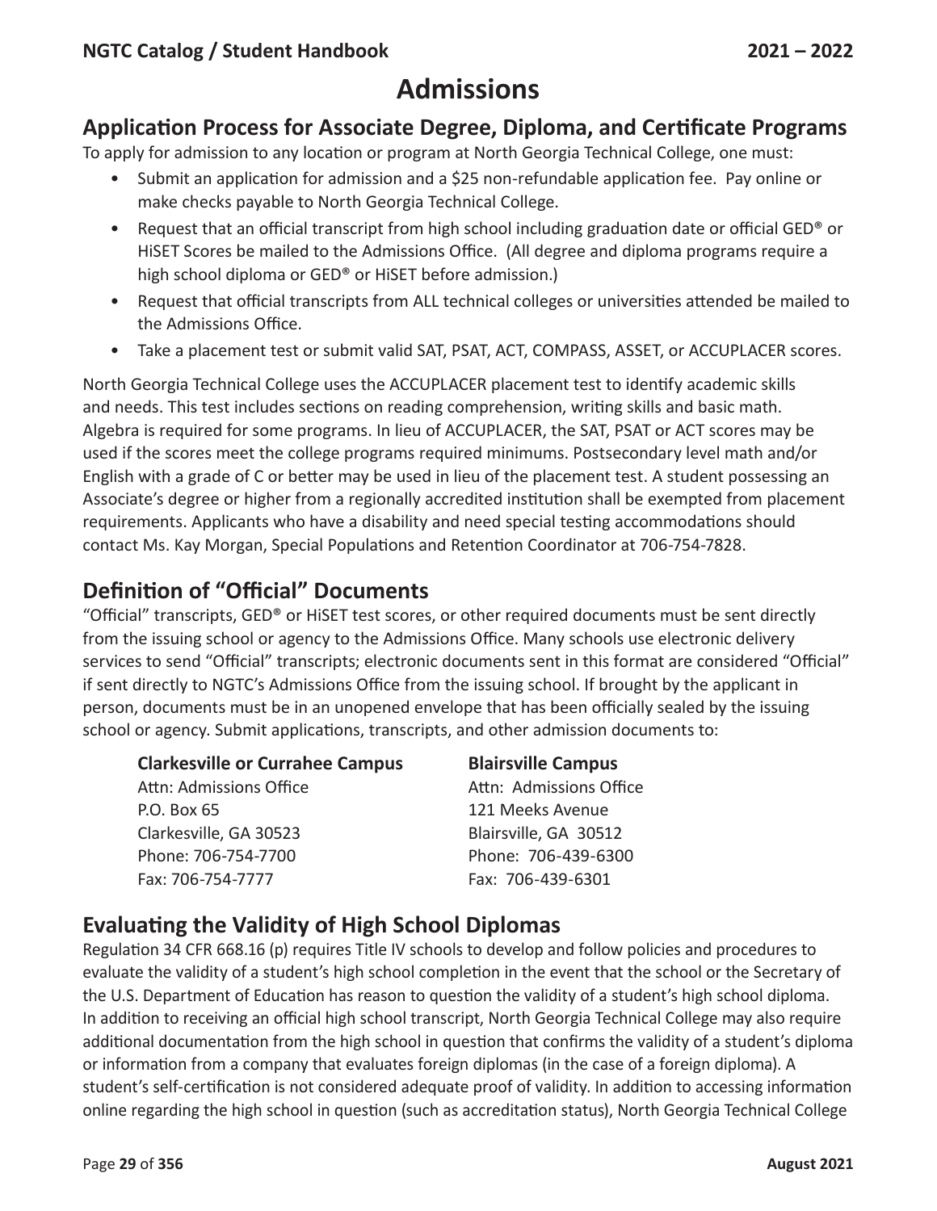# Admissions

## Application Process for Associate Degree, Diploma, and Certificate Programs

To apply for admission to any location or program at North Georgia Technical College, one must:

- Submit an application for admission and a $25 non-refundable application fee. Pay online or make checks payable to North Georgia Technical College.
- Request that an official transcript from high school including graduation date or official GED® or HiSET Scores be mailed to the Admissions Office. (All degree and diploma programs require a high school diploma or GED® or HiSET before admission.)
- Request that official transcripts from ALL technical colleges or universities attended be mailed to the Admissions Office.
- Take a placement test or submit valid SAT, PSAT, ACT, COMPASS, ASSET, or ACCUPLACER scores.

North Georgia Technical College uses the ACCUPLACER placement test to identify academic skills and needs. This test includes sections on reading comprehension, writing skills and basic math. Algebra is required for some programs. In lieu of ACCUPLACER, the SAT, PSAT or ACT scores may be used if the scores meet the college programs required minimums. Postsecondary level math and/or English with a grade of C or better may be used in lieu of the placement test. A student possessing an Associate's degree or higher from a regionally accredited institution shall be exempted from placement requirements. Applicants who have a disability and need special testing accommodations should contact Ms. Kay Morgan, Special Populations and Retention Coordinator at 706-754-7828.

## Definition of "Official" Documents

"Official" transcripts, GED® or HiSET test scores, or other required documents must be sent directly from the issuing school or agency to the Admissions Office. Many schools use electronic delivery services to send "Official" transcripts; electronic documents sent in this format are considered "Official" if sent directly to NGTC's Admissions Office from the issuing school. If brought by the applicant in person, documents must be in an unopened envelope that has been officially sealed by the issuing school or agency. Submit applications, transcripts, and other admission documents to:

**Clarkesville or Currahee Campus**
Attn: Admissions Office
P.O. Box 65
Clarkesville, GA 30523
Phone: 706-754-7700
Fax: 706-754-7777

**Blairsville Campus**
Attn: Admissions Office
121 Meeks Avenue
Blairsville, GA 30512
Phone: 706-439-6300
Fax: 706-439-6301

## Evaluating the Validity of High School Diplomas

Regulation 34 CFR 668.16 (p) requires Title IV schools to develop and follow policies and procedures to evaluate the validity of a student's high school completion in the event that the school or the Secretary of the U.S. Department of Education has reason to question the validity of a student's high school diploma. In addition to receiving an official high school transcript, North Georgia Technical College may also require additional documentation from the high school in question that confirms the validity of a student's diploma or information from a company that evaluates foreign diplomas (in the case of a foreign diploma). A student's self-certification is not considered adequate proof of validity. In addition to accessing information online regarding the high school in question (such as accreditation status), North Georgia Technical College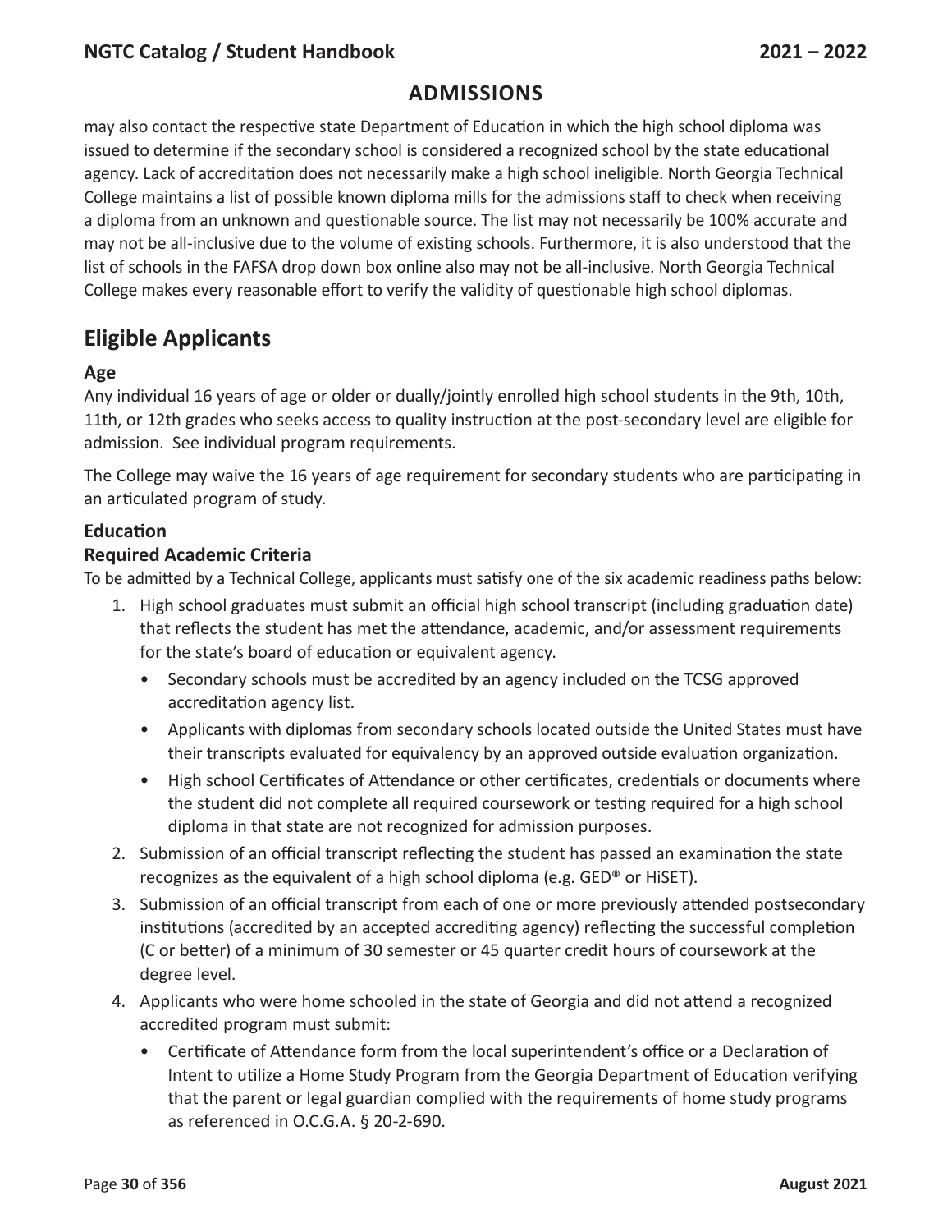## ADMISSIONS

may also contact the respective state Department of Education in which the high school diploma was issued to determine if the secondary school is considered a recognized school by the state educational agency. Lack of accreditation does not necessarily make a high school ineligible. North Georgia Technical College maintains a list of possible known diploma mills for the admissions staff to check when receiving a diploma from an unknown and questionable source. The list may not necessarily be 100% accurate and may not be all-inclusive due to the volume of existing schools. Furthermore, it is also understood that the list of schools in the FAFSA drop down box online also may not be all-inclusive. North Georgia Technical College makes every reasonable effort to verify the validity of questionable high school diplomas.

## Eligible Applicants

### Age

Any individual 16 years of age or older or dually/jointly enrolled high school students in the 9th, 10th, 11th, or 12th grades who seeks access to quality instruction at the post-secondary level are eligible for admission. See individual program requirements.

The College may waive the 16 years of age requirement for secondary students who are participating in an articulated program of study.

### Education

#### Required Academic Criteria

To be admitted by a Technical College, applicants must satisfy one of the six academic readiness paths below:

1. High school graduates must submit an official high school transcript (including graduation date) that reflects the student has met the attendance, academic, and/or assessment requirements for the state's board of education or equivalent agency.
   - Secondary schools must be accredited by an agency included on the TCSG approved accreditation agency list.
   - Applicants with diplomas from secondary schools located outside the United States must have their transcripts evaluated for equivalency by an approved outside evaluation organization.
   - High school Certificates of Attendance or other certificates, credentials or documents where the student did not complete all required coursework or testing required for a high school diploma in that state are not recognized for admission purposes.
2. Submission of an official transcript reflecting the student has passed an examination the state recognizes as the equivalent of a high school diploma (e.g. GED® or HiSET).
3. Submission of an official transcript from each of one or more previously attended postsecondary institutions (accredited by an accepted accrediting agency) reflecting the successful completion (C or better) of a minimum of 30 semester or 45 quarter credit hours of coursework at the degree level.
4. Applicants who were home schooled in the state of Georgia and did not attend a recognized accredited program must submit:
   - Certificate of Attendance form from the local superintendent's office or a Declaration of Intent to utilize a Home Study Program from the Georgia Department of Education verifying that the parent or legal guardian complied with the requirements of home study programs as referenced in O.C.G.A. § 20-2-690.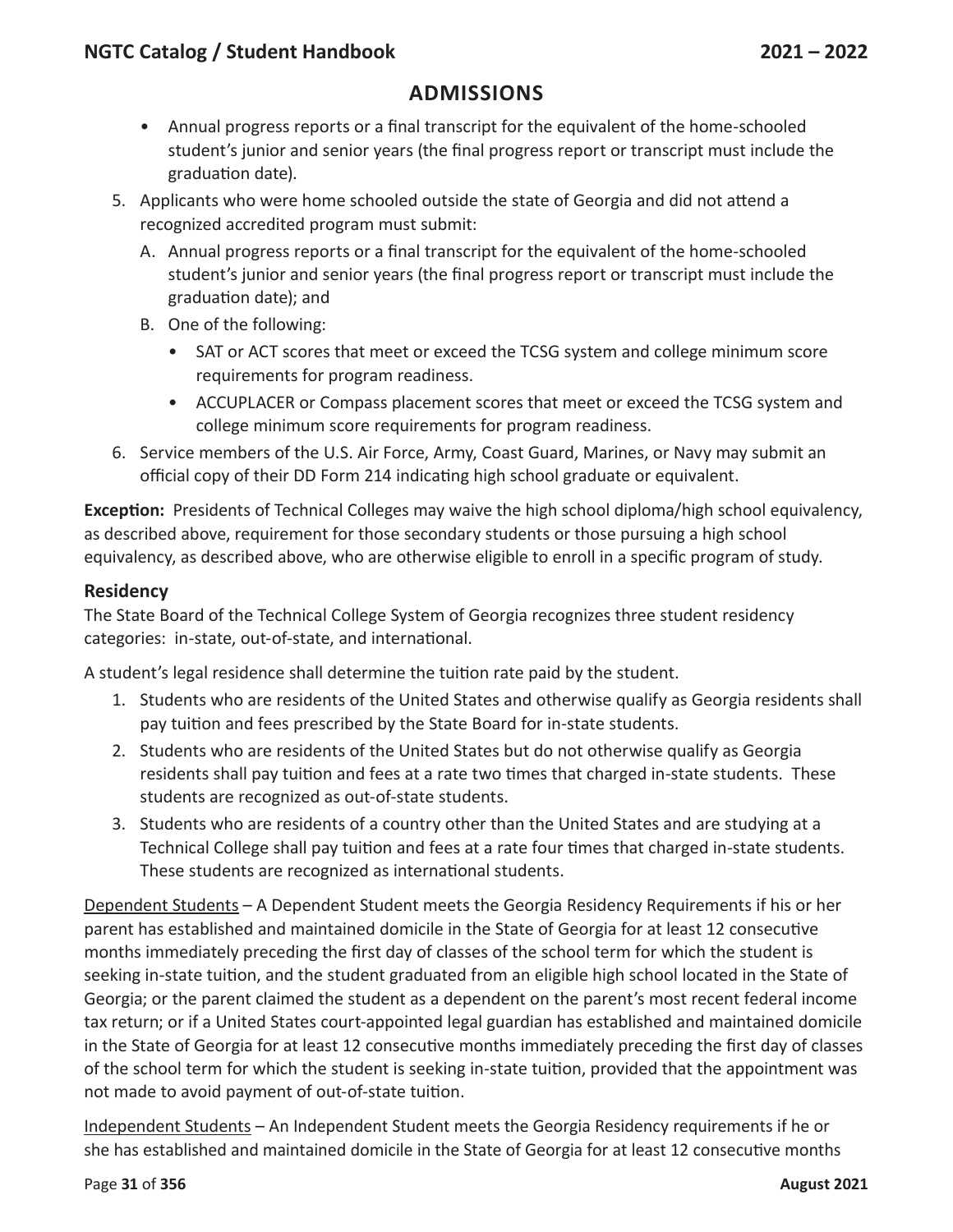## ADMISSIONS

- Annual progress reports or a final transcript for the equivalent of the home-schooled student's junior and senior years (the final progress report or transcript must include the graduation date).

5. Applicants who were home schooled outside the state of Georgia and did not attend a recognized accredited program must submit:
   A. Annual progress reports or a final transcript for the equivalent of the home-schooled student's junior and senior years (the final progress report or transcript must include the graduation date); and
   B. One of the following:
      - SAT or ACT scores that meet or exceed the TCSG system and college minimum score requirements for program readiness.
      - ACCUPLACER or Compass placement scores that meet or exceed the TCSG system and college minimum score requirements for program readiness.
6. Service members of the U.S. Air Force, Army, Coast Guard, Marines, or Navy may submit an official copy of their DD Form 214 indicating high school graduate or equivalent.

**Exception:** Presidents of Technical Colleges may waive the high school diploma/high school equivalency, as described above, requirement for those secondary students or those pursuing a high school equivalency, as described above, who are otherwise eligible to enroll in a specific program of study.

### Residency

The State Board of the Technical College System of Georgia recognizes three student residency categories: in-state, out-of-state, and international.

A student's legal residence shall determine the tuition rate paid by the student.

1. Students who are residents of the United States and otherwise qualify as Georgia residents shall pay tuition and fees prescribed by the State Board for in-state students.
2. Students who are residents of the United States but do not otherwise qualify as Georgia residents shall pay tuition and fees at a rate two times that charged in-state students. These students are recognized as out-of-state students.
3. Students who are residents of a country other than the United States and are studying at a Technical College shall pay tuition and fees at a rate four times that charged in-state students. These students are recognized as international students.

Dependent Students – A Dependent Student meets the Georgia Residency Requirements if his or her parent has established and maintained domicile in the State of Georgia for at least 12 consecutive months immediately preceding the first day of classes of the school term for which the student is seeking in-state tuition, and the student graduated from an eligible high school located in the State of Georgia; or the parent claimed the student as a dependent on the parent's most recent federal income tax return; or if a United States court-appointed legal guardian has established and maintained domicile in the State of Georgia for at least 12 consecutive months immediately preceding the first day of classes of the school term for which the student is seeking in-state tuition, provided that the appointment was not made to avoid payment of out-of-state tuition.

Independent Students – An Independent Student meets the Georgia Residency requirements if he or she has established and maintained domicile in the State of Georgia for at least 12 consecutive months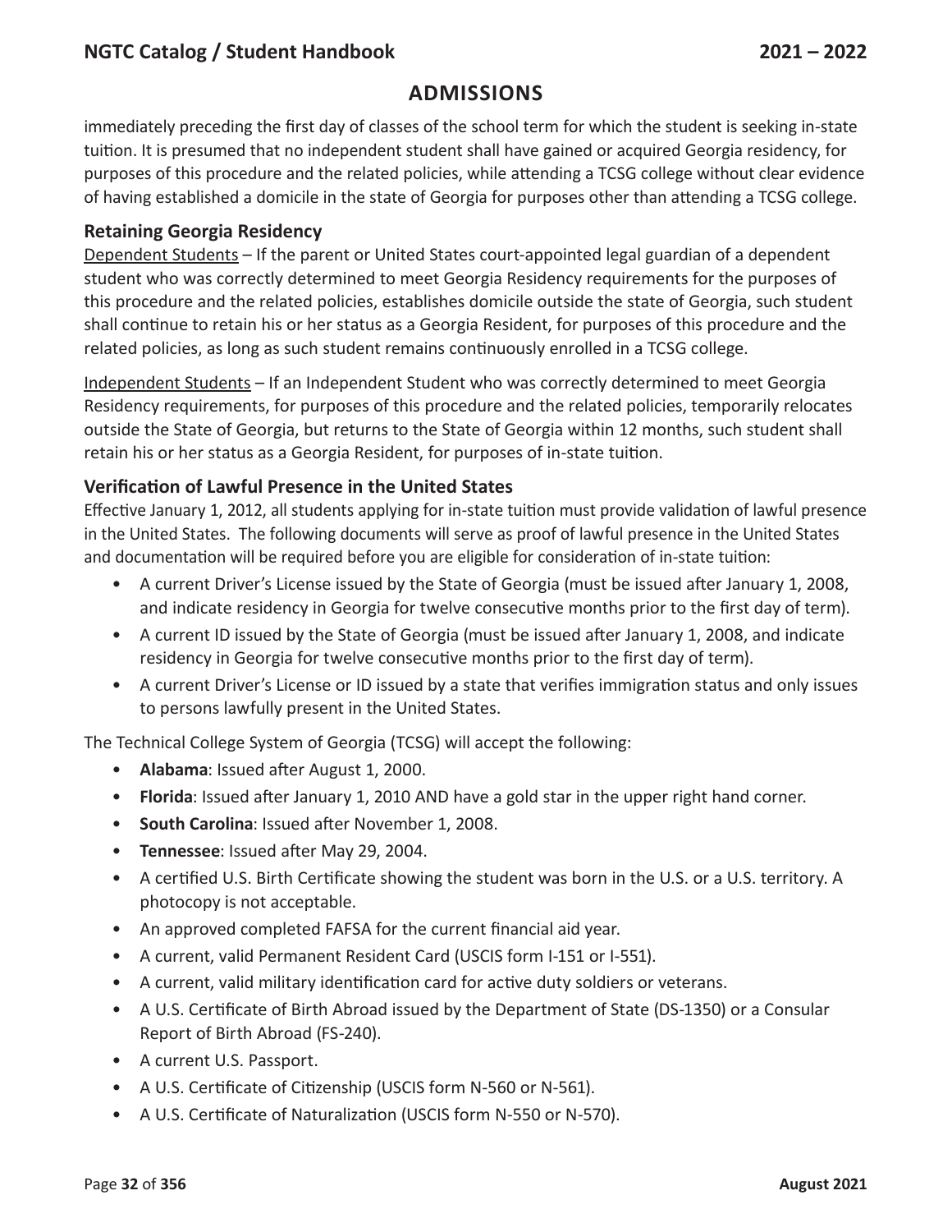## ADMISSIONS

immediately preceding the first day of classes of the school term for which the student is seeking in-state tuition. It is presumed that no independent student shall have gained or acquired Georgia residency, for purposes of this procedure and the related policies, while attending a TCSG college without clear evidence of having established a domicile in the state of Georgia for purposes other than attending a TCSG college.

### Retaining Georgia Residency

Dependent Students – If the parent or United States court-appointed legal guardian of a dependent student who was correctly determined to meet Georgia Residency requirements for the purposes of this procedure and the related policies, establishes domicile outside the state of Georgia, such student shall continue to retain his or her status as a Georgia Resident, for purposes of this procedure and the related policies, as long as such student remains continuously enrolled in a TCSG college.

Independent Students – If an Independent Student who was correctly determined to meet Georgia Residency requirements, for purposes of this procedure and the related policies, temporarily relocates outside the State of Georgia, but returns to the State of Georgia within 12 months, such student shall retain his or her status as a Georgia Resident, for purposes of in-state tuition.

### Verification of Lawful Presence in the United States

Effective January 1, 2012, all students applying for in-state tuition must provide validation of lawful presence in the United States. The following documents will serve as proof of lawful presence in the United States and documentation will be required before you are eligible for consideration of in-state tuition:

- A current Driver's License issued by the State of Georgia (must be issued after January 1, 2008, and indicate residency in Georgia for twelve consecutive months prior to the first day of term).
- A current ID issued by the State of Georgia (must be issued after January 1, 2008, and indicate residency in Georgia for twelve consecutive months prior to the first day of term).
- A current Driver's License or ID issued by a state that verifies immigration status and only issues to persons lawfully present in the United States.

The Technical College System of Georgia (TCSG) will accept the following:

- **Alabama**: Issued after August 1, 2000.
- **Florida**: Issued after January 1, 2010 AND have a gold star in the upper right hand corner.
- **South Carolina**: Issued after November 1, 2008.
- **Tennessee**: Issued after May 29, 2004.
- A certified U.S. Birth Certificate showing the student was born in the U.S. or a U.S. territory. A photocopy is not acceptable.
- An approved completed FAFSA for the current financial aid year.
- A current, valid Permanent Resident Card (USCIS form I-151 or I-551).
- A current, valid military identification card for active duty soldiers or veterans.
- A U.S. Certificate of Birth Abroad issued by the Department of State (DS-1350) or a Consular Report of Birth Abroad (FS-240).
- A current U.S. Passport.
- A U.S. Certificate of Citizenship (USCIS form N-560 or N-561).
- A U.S. Certificate of Naturalization (USCIS form N-550 or N-570).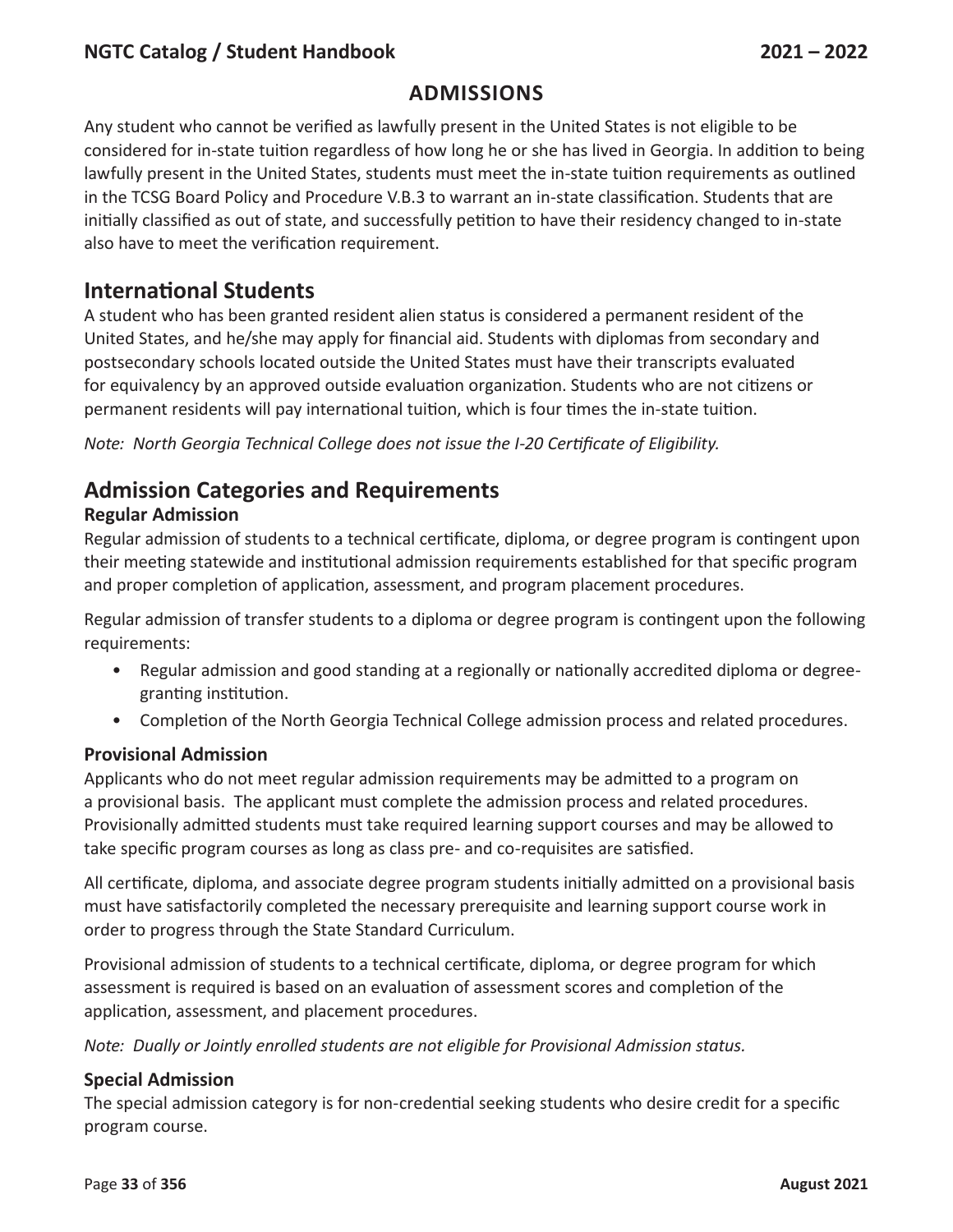## ADMISSIONS

Any student who cannot be verified as lawfully present in the United States is not eligible to be considered for in-state tuition regardless of how long he or she has lived in Georgia. In addition to being lawfully present in the United States, students must meet the in-state tuition requirements as outlined in the TCSG Board Policy and Procedure V.B.3 to warrant an in-state classification. Students that are initially classified as out of state, and successfully petition to have their residency changed to in-state also have to meet the verification requirement.

## International Students

A student who has been granted resident alien status is considered a permanent resident of the United States, and he/she may apply for financial aid. Students with diplomas from secondary and postsecondary schools located outside the United States must have their transcripts evaluated for equivalency by an approved outside evaluation organization. Students who are not citizens or permanent residents will pay international tuition, which is four times the in-state tuition.

*Note: North Georgia Technical College does not issue the I-20 Certificate of Eligibility.*

## Admission Categories and Requirements

### Regular Admission

Regular admission of students to a technical certificate, diploma, or degree program is contingent upon their meeting statewide and institutional admission requirements established for that specific program and proper completion of application, assessment, and program placement procedures.

Regular admission of transfer students to a diploma or degree program is contingent upon the following requirements:

- Regular admission and good standing at a regionally or nationally accredited diploma or degree-granting institution.
- Completion of the North Georgia Technical College admission process and related procedures.

### Provisional Admission

Applicants who do not meet regular admission requirements may be admitted to a program on a provisional basis. The applicant must complete the admission process and related procedures. Provisionally admitted students must take required learning support courses and may be allowed to take specific program courses as long as class pre- and co-requisites are satisfied.

All certificate, diploma, and associate degree program students initially admitted on a provisional basis must have satisfactorily completed the necessary prerequisite and learning support course work in order to progress through the State Standard Curriculum.

Provisional admission of students to a technical certificate, diploma, or degree program for which assessment is required is based on an evaluation of assessment scores and completion of the application, assessment, and placement procedures.

*Note: Dually or Jointly enrolled students are not eligible for Provisional Admission status.*

### Special Admission

The special admission category is for non-credential seeking students who desire credit for a specific program course.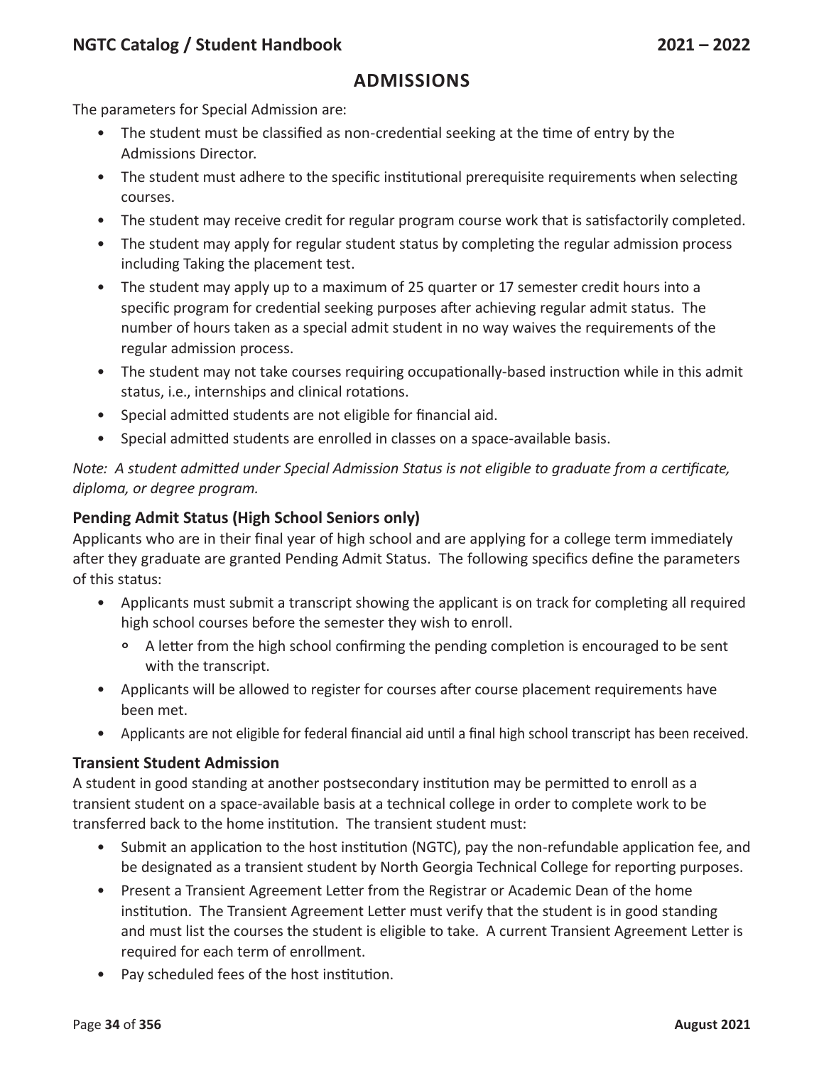## ADMISSIONS

The parameters for Special Admission are:

- The student must be classified as non-credential seeking at the time of entry by the Admissions Director.
- The student must adhere to the specific institutional prerequisite requirements when selecting courses.
- The student may receive credit for regular program course work that is satisfactorily completed.
- The student may apply for regular student status by completing the regular admission process including Taking the placement test.
- The student may apply up to a maximum of 25 quarter or 17 semester credit hours into a specific program for credential seeking purposes after achieving regular admit status. The number of hours taken as a special admit student in no way waives the requirements of the regular admission process.
- The student may not take courses requiring occupationally-based instruction while in this admit status, i.e., internships and clinical rotations.
- Special admitted students are not eligible for financial aid.
- Special admitted students are enrolled in classes on a space-available basis.

*Note: A student admitted under Special Admission Status is not eligible to graduate from a certificate, diploma, or degree program.*

### Pending Admit Status (High School Seniors only)

Applicants who are in their final year of high school and are applying for a college term immediately after they graduate are granted Pending Admit Status. The following specifics define the parameters of this status:

- Applicants must submit a transcript showing the applicant is on track for completing all required high school courses before the semester they wish to enroll.
  - A letter from the high school confirming the pending completion is encouraged to be sent with the transcript.
- Applicants will be allowed to register for courses after course placement requirements have been met.
- Applicants are not eligible for federal financial aid until a final high school transcript has been received.

### Transient Student Admission

A student in good standing at another postsecondary institution may be permitted to enroll as a transient student on a space-available basis at a technical college in order to complete work to be transferred back to the home institution. The transient student must:

- Submit an application to the host institution (NGTC), pay the non-refundable application fee, and be designated as a transient student by North Georgia Technical College for reporting purposes.
- Present a Transient Agreement Letter from the Registrar or Academic Dean of the home institution. The Transient Agreement Letter must verify that the student is in good standing and must list the courses the student is eligible to take. A current Transient Agreement Letter is required for each term of enrollment.
- Pay scheduled fees of the host institution.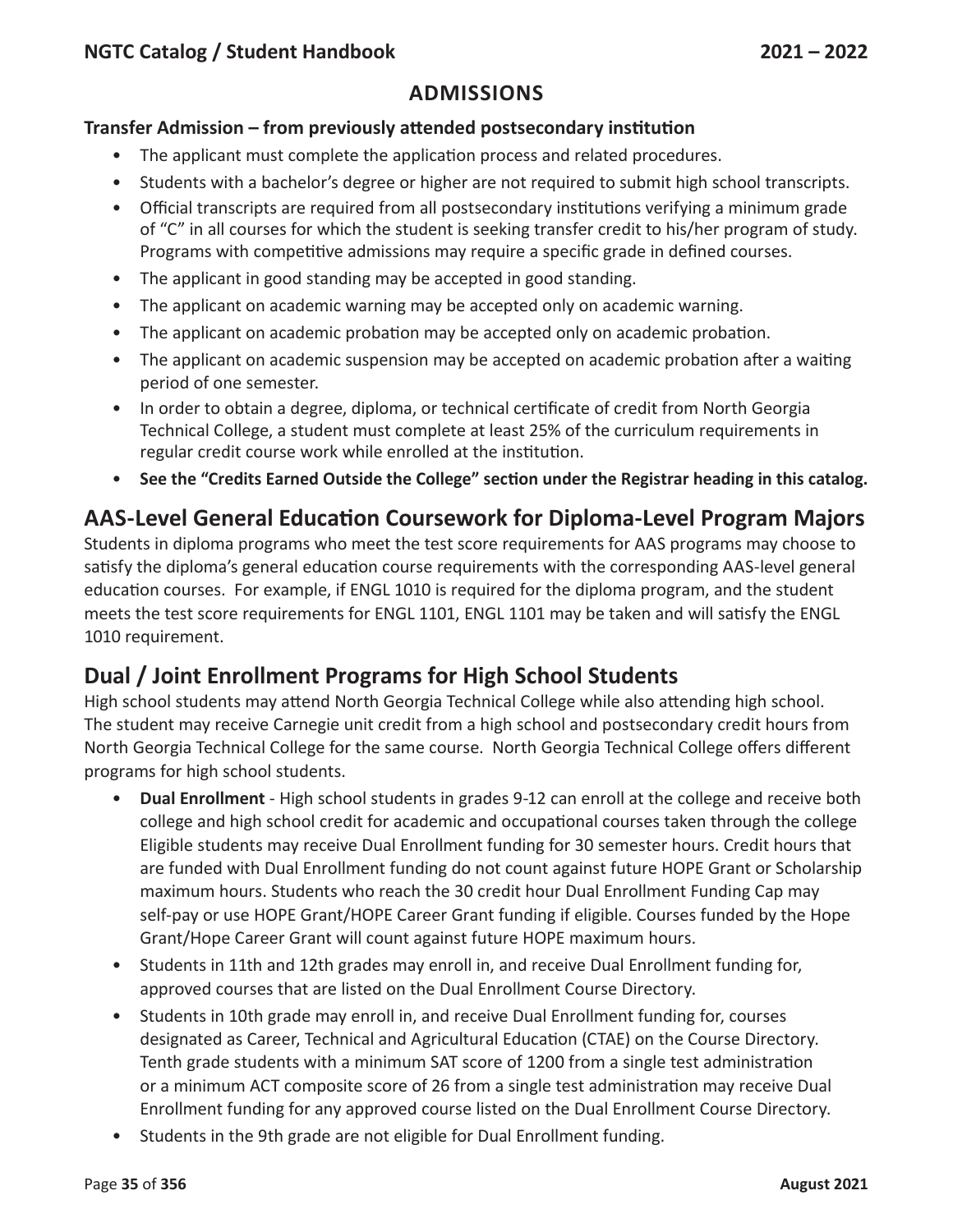## ADMISSIONS

### Transfer Admission – from previously attended postsecondary institution

- The applicant must complete the application process and related procedures.
- Students with a bachelor's degree or higher are not required to submit high school transcripts.
- Official transcripts are required from all postsecondary institutions verifying a minimum grade of "C" in all courses for which the student is seeking transfer credit to his/her program of study. Programs with competitive admissions may require a specific grade in defined courses.
- The applicant in good standing may be accepted in good standing.
- The applicant on academic warning may be accepted only on academic warning.
- The applicant on academic probation may be accepted only on academic probation.
- The applicant on academic suspension may be accepted on academic probation after a waiting period of one semester.
- In order to obtain a degree, diploma, or technical certificate of credit from North Georgia Technical College, a student must complete at least 25% of the curriculum requirements in regular credit course work while enrolled at the institution.
- **See the "Credits Earned Outside the College" section under the Registrar heading in this catalog.**

## AAS-Level General Education Coursework for Diploma-Level Program Majors

Students in diploma programs who meet the test score requirements for AAS programs may choose to satisfy the diploma's general education course requirements with the corresponding AAS-level general education courses. For example, if ENGL 1010 is required for the diploma program, and the student meets the test score requirements for ENGL 1101, ENGL 1101 may be taken and will satisfy the ENGL 1010 requirement.

## Dual / Joint Enrollment Programs for High School Students

High school students may attend North Georgia Technical College while also attending high school. The student may receive Carnegie unit credit from a high school and postsecondary credit hours from North Georgia Technical College for the same course. North Georgia Technical College offers different programs for high school students.

- **Dual Enrollment** - High school students in grades 9-12 can enroll at the college and receive both college and high school credit for academic and occupational courses taken through the college Eligible students may receive Dual Enrollment funding for 30 semester hours. Credit hours that are funded with Dual Enrollment funding do not count against future HOPE Grant or Scholarship maximum hours. Students who reach the 30 credit hour Dual Enrollment Funding Cap may self-pay or use HOPE Grant/HOPE Career Grant funding if eligible. Courses funded by the Hope Grant/Hope Career Grant will count against future HOPE maximum hours.
- Students in 11th and 12th grades may enroll in, and receive Dual Enrollment funding for, approved courses that are listed on the Dual Enrollment Course Directory.
- Students in 10th grade may enroll in, and receive Dual Enrollment funding for, courses designated as Career, Technical and Agricultural Education (CTAE) on the Course Directory. Tenth grade students with a minimum SAT score of 1200 from a single test administration or a minimum ACT composite score of 26 from a single test administration may receive Dual Enrollment funding for any approved course listed on the Dual Enrollment Course Directory.
- Students in the 9th grade are not eligible for Dual Enrollment funding.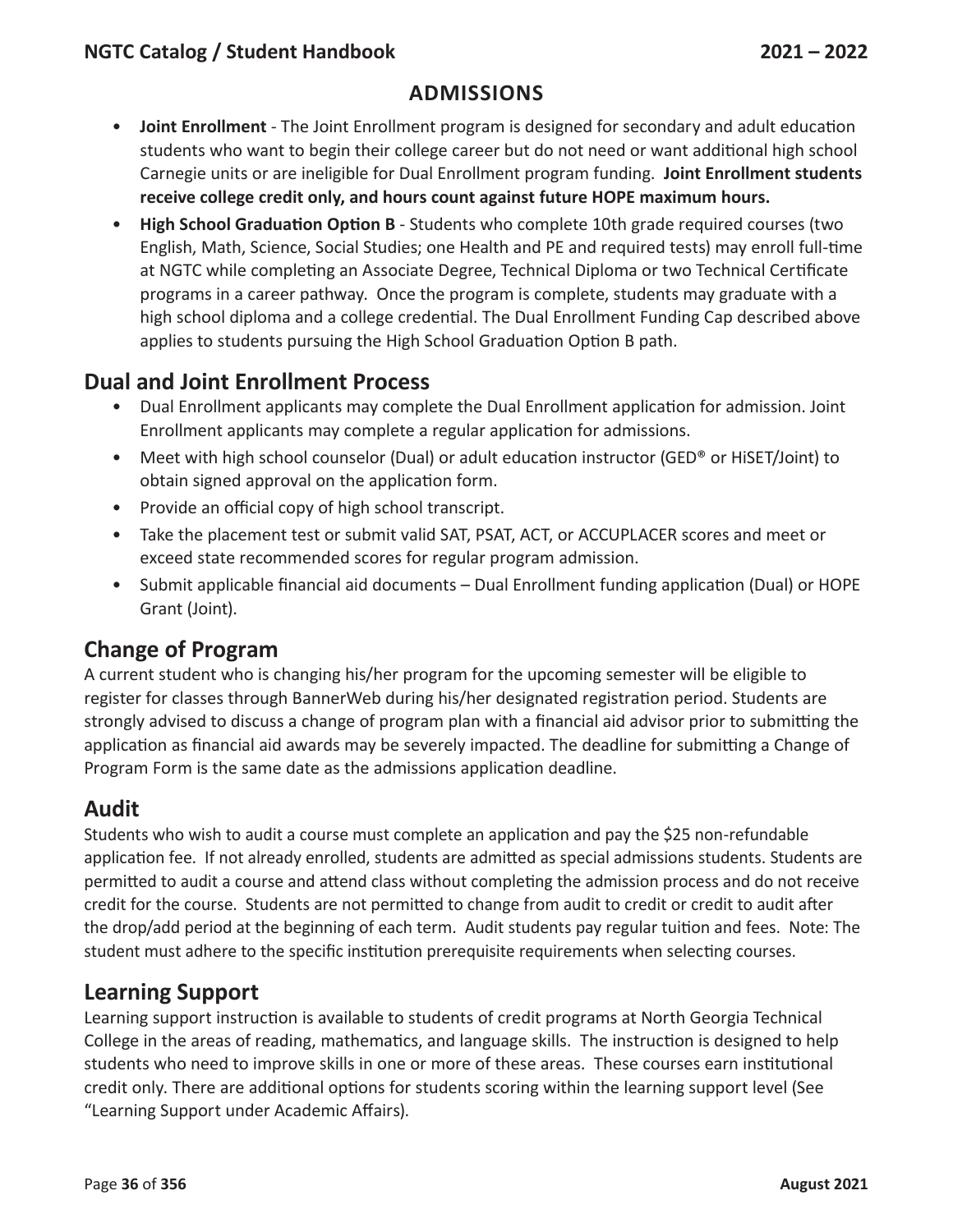## ADMISSIONS

- **Joint Enrollment** - The Joint Enrollment program is designed for secondary and adult education students who want to begin their college career but do not need or want additional high school Carnegie units or are ineligible for Dual Enrollment program funding. **Joint Enrollment students receive college credit only, and hours count against future HOPE maximum hours.**
- **High School Graduation Option B** - Students who complete 10th grade required courses (two English, Math, Science, Social Studies; one Health and PE and required tests) may enroll full-time at NGTC while completing an Associate Degree, Technical Diploma or two Technical Certificate programs in a career pathway. Once the program is complete, students may graduate with a high school diploma and a college credential. The Dual Enrollment Funding Cap described above applies to students pursuing the High School Graduation Option B path.

## Dual and Joint Enrollment Process

- Dual Enrollment applicants may complete the Dual Enrollment application for admission. Joint Enrollment applicants may complete a regular application for admissions.
- Meet with high school counselor (Dual) or adult education instructor (GED® or HiSET/Joint) to obtain signed approval on the application form.
- Provide an official copy of high school transcript.
- Take the placement test or submit valid SAT, PSAT, ACT, or ACCUPLACER scores and meet or exceed state recommended scores for regular program admission.
- Submit applicable financial aid documents – Dual Enrollment funding application (Dual) or HOPE Grant (Joint).

## Change of Program

A current student who is changing his/her program for the upcoming semester will be eligible to register for classes through BannerWeb during his/her designated registration period. Students are strongly advised to discuss a change of program plan with a financial aid advisor prior to submitting the application as financial aid awards may be severely impacted. The deadline for submitting a Change of Program Form is the same date as the admissions application deadline.

## Audit

Students who wish to audit a course must complete an application and pay the $25 non-refundable application fee. If not already enrolled, students are admitted as special admissions students. Students are permitted to audit a course and attend class without completing the admission process and do not receive credit for the course. Students are not permitted to change from audit to credit or credit to audit after the drop/add period at the beginning of each term. Audit students pay regular tuition and fees. Note: The student must adhere to the specific institution prerequisite requirements when selecting courses.

## Learning Support

Learning support instruction is available to students of credit programs at North Georgia Technical College in the areas of reading, mathematics, and language skills. The instruction is designed to help students who need to improve skills in one or more of these areas. These courses earn institutional credit only. There are additional options for students scoring within the learning support level (See "Learning Support under Academic Affairs).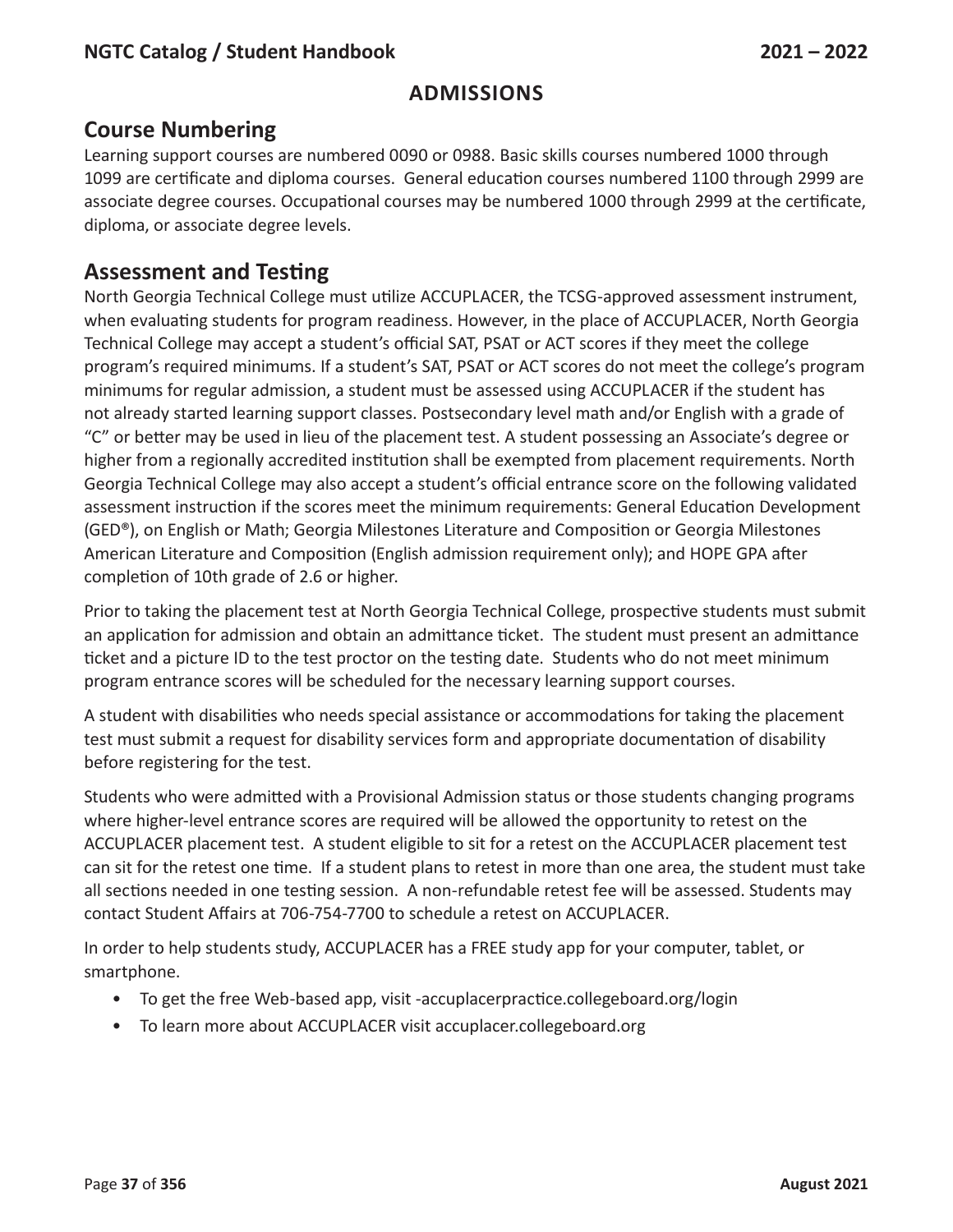# ADMISSIONS

## Course Numbering

Learning support courses are numbered 0090 or 0988. Basic skills courses numbered 1000 through 1099 are certificate and diploma courses. General education courses numbered 1100 through 2999 are associate degree courses. Occupational courses may be numbered 1000 through 2999 at the certificate, diploma, or associate degree levels.

## Assessment and Testing

North Georgia Technical College must utilize ACCUPLACER, the TCSG-approved assessment instrument, when evaluating students for program readiness. However, in the place of ACCUPLACER, North Georgia Technical College may accept a student's official SAT, PSAT or ACT scores if they meet the college program's required minimums. If a student's SAT, PSAT or ACT scores do not meet the college's program minimums for regular admission, a student must be assessed using ACCUPLACER if the student has not already started learning support classes. Postsecondary level math and/or English with a grade of "C" or better may be used in lieu of the placement test. A student possessing an Associate's degree or higher from a regionally accredited institution shall be exempted from placement requirements. North Georgia Technical College may also accept a student's official entrance score on the following validated assessment instruction if the scores meet the minimum requirements: General Education Development (GED®), on English or Math; Georgia Milestones Literature and Composition or Georgia Milestones American Literature and Composition (English admission requirement only); and HOPE GPA after completion of 10th grade of 2.6 or higher.

Prior to taking the placement test at North Georgia Technical College, prospective students must submit an application for admission and obtain an admittance ticket. The student must present an admittance ticket and a picture ID to the test proctor on the testing date. Students who do not meet minimum program entrance scores will be scheduled for the necessary learning support courses.

A student with disabilities who needs special assistance or accommodations for taking the placement test must submit a request for disability services form and appropriate documentation of disability before registering for the test.

Students who were admitted with a Provisional Admission status or those students changing programs where higher-level entrance scores are required will be allowed the opportunity to retest on the ACCUPLACER placement test. A student eligible to sit for a retest on the ACCUPLACER placement test can sit for the retest one time. If a student plans to retest in more than one area, the student must take all sections needed in one testing session. A non-refundable retest fee will be assessed. Students may contact Student Affairs at 706-754-7700 to schedule a retest on ACCUPLACER.

In order to help students study, ACCUPLACER has a FREE study app for your computer, tablet, or smartphone.

- To get the free Web-based app, visit -accuplacerpractice.collegeboard.org/login
- To learn more about ACCUPLACER visit accuplacer.collegeboard.org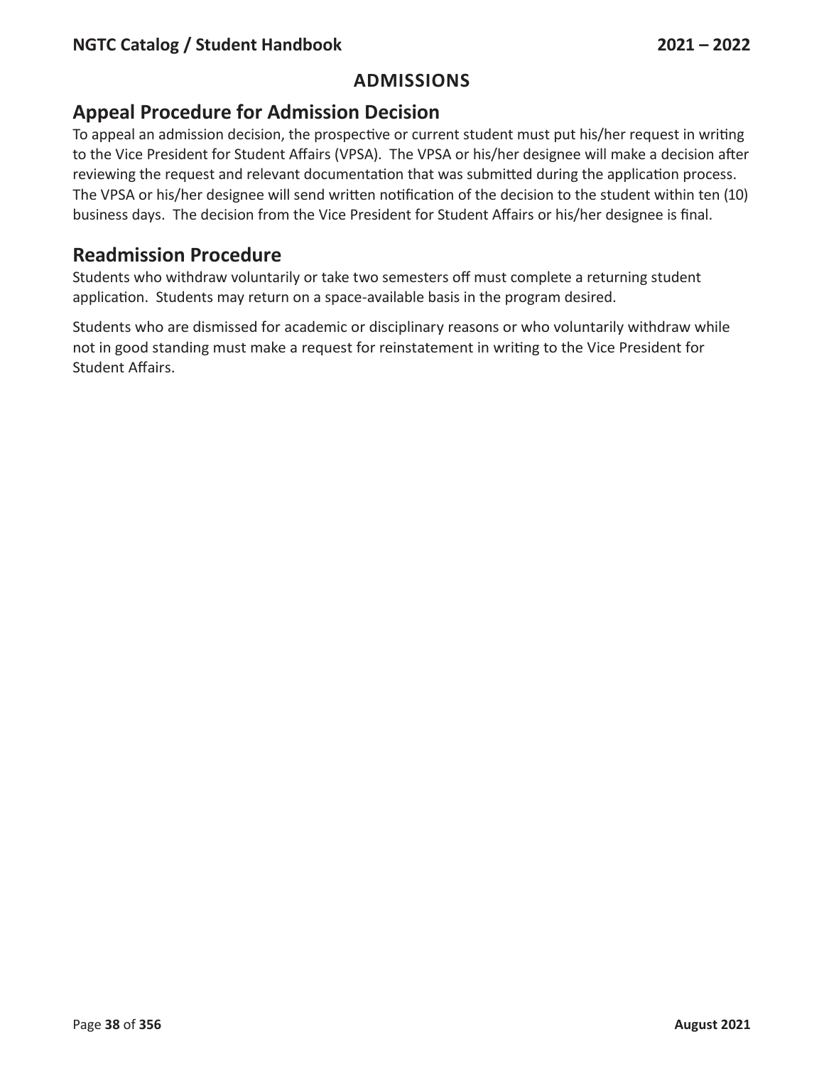## ADMISSIONS

### Appeal Procedure for Admission Decision

To appeal an admission decision, the prospective or current student must put his/her request in writing to the Vice President for Student Affairs (VPSA). The VPSA or his/her designee will make a decision after reviewing the request and relevant documentation that was submitted during the application process. The VPSA or his/her designee will send written notification of the decision to the student within ten (10) business days. The decision from the Vice President for Student Affairs or his/her designee is final.

### Readmission Procedure

Students who withdraw voluntarily or take two semesters off must complete a returning student application. Students may return on a space-available basis in the program desired.

Students who are dismissed for academic or disciplinary reasons or who voluntarily withdraw while not in good standing must make a request for reinstatement in writing to the Vice President for Student Affairs.